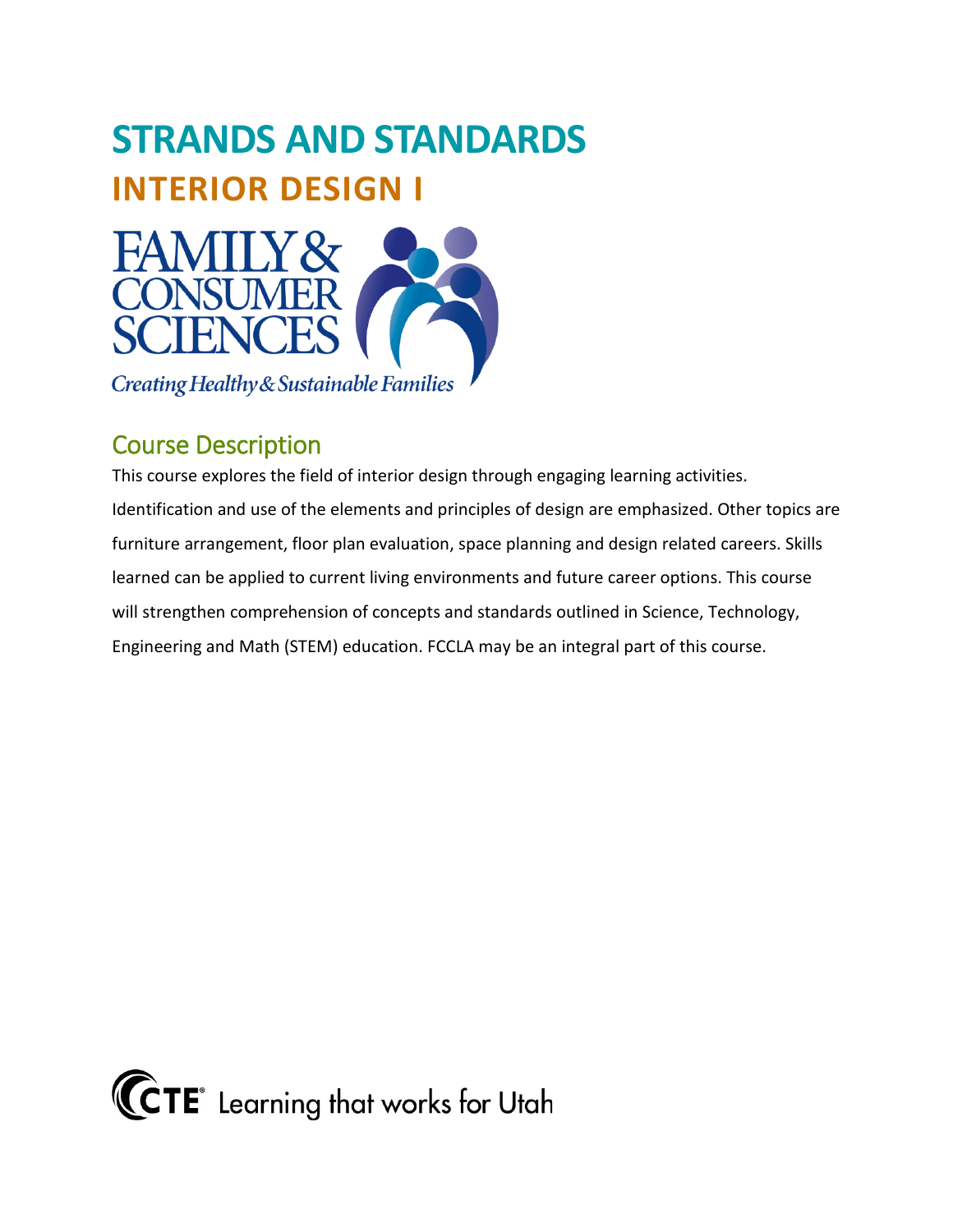# STRANDS AND STANDARDS

## INTERIOR DESIGN I

FAMILY & CONSUMER SCIENCES

*Creating Healthy & Sustainable Families*

### Course Description

This course explores the field of interior design through engaging learning activities. Identification and use of the elements and principles of design are emphasized. Other topics are furniture arrangement, floor plan evaluation, space planning and design related careers. Skills learned can be applied to current living environments and future career options. This course will strengthen comprehension of concepts and standards outlined in Science, Technology, Engineering and Math (STEM) education. FCCLA may be an integral part of this course.

CTE® Learning that works for Utah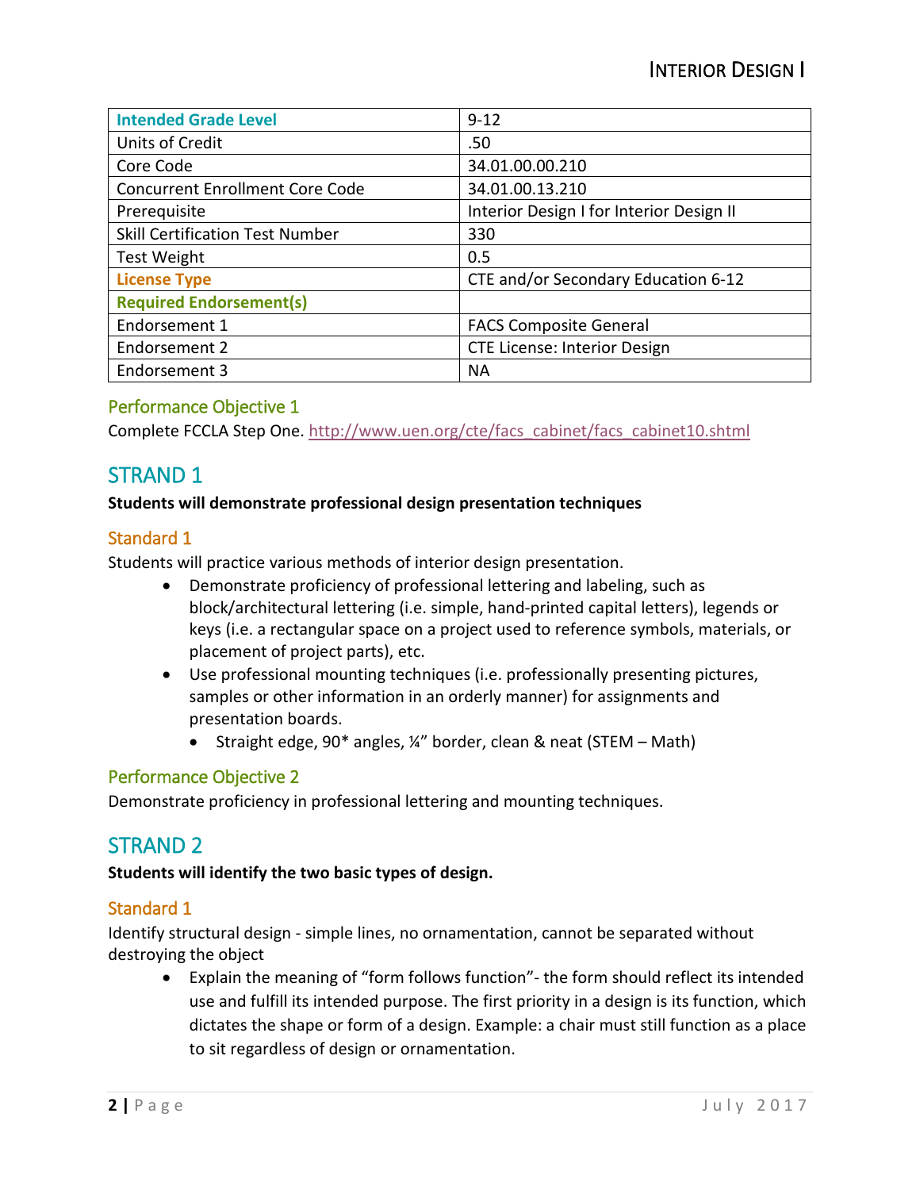| Intended Grade Level | 9-12 |
| --- | --- |
| Units of Credit | .50 |
| Core Code | 34.01.00.00.210 |
| Concurrent Enrollment Core Code | 34.01.00.13.210 |
| Prerequisite | Interior Design I for Interior Design II |
| Skill Certification Test Number | 330 |
| Test Weight | 0.5 |
| License Type | CTE and/or Secondary Education 6-12 |
| Required Endorsement(s) | |
| Endorsement 1 | FACS Composite General |
| Endorsement 2 | CTE License: Interior Design |
| Endorsement 3 | NA |

### Performance Objective 1

Complete FCCLA Step One. http://www.uen.org/cte/facs_cabinet/facs_cabinet10.shtml

## STRAND 1

**Students will demonstrate professional design presentation techniques**

### Standard 1

Students will practice various methods of interior design presentation.

- Demonstrate proficiency of professional lettering and labeling, such as block/architectural lettering (i.e. simple, hand-printed capital letters), legends or keys (i.e. a rectangular space on a project used to reference symbols, materials, or placement of project parts), etc.
- Use professional mounting techniques (i.e. professionally presenting pictures, samples or other information in an orderly manner) for assignments and presentation boards.
  - Straight edge, 90* angles, ¼" border, clean & neat (STEM – Math)

### Performance Objective 2

Demonstrate proficiency in professional lettering and mounting techniques.

## STRAND 2

**Students will identify the two basic types of design.**

### Standard 1

Identify structural design - simple lines, no ornamentation, cannot be separated without destroying the object

- Explain the meaning of "form follows function"- the form should reflect its intended use and fulfill its intended purpose. The first priority in a design is its function, which dictates the shape or form of a design. Example: a chair must still function as a place to sit regardless of design or ornamentation.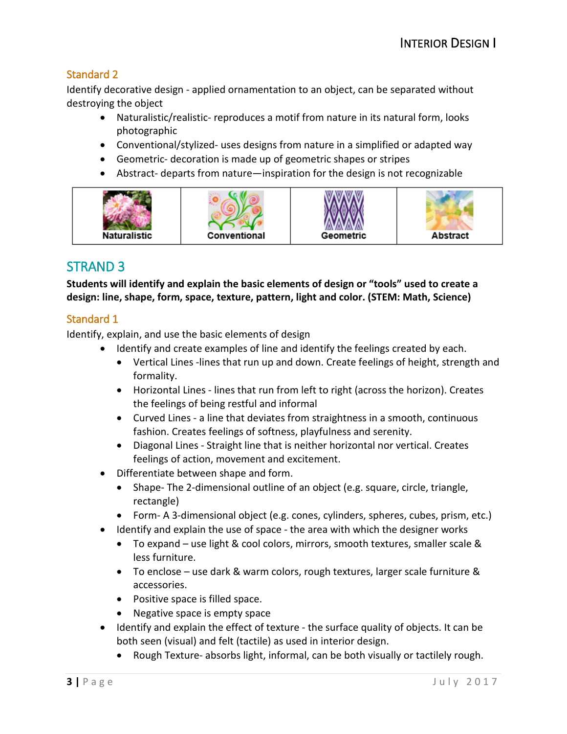### Standard 2

Identify decorative design - applied ornamentation to an object, can be separated without destroying the object

- Naturalistic/realistic- reproduces a motif from nature in its natural form, looks photographic
- Conventional/stylized- uses designs from nature in a simplified or adapted way
- Geometric- decoration is made up of geometric shapes or stripes
- Abstract- departs from nature—inspiration for the design is not recognizable

| Naturalistic | Conventional | Geometric | Abstract |
| --- | --- | --- | --- |

## STRAND 3

**Students will identify and explain the basic elements of design or "tools" used to create a design: line, shape, form, space, texture, pattern, light and color. (STEM: Math, Science)**

### Standard 1

Identify, explain, and use the basic elements of design

- Identify and create examples of line and identify the feelings created by each.
  - Vertical Lines -lines that run up and down. Create feelings of height, strength and formality.
  - Horizontal Lines - lines that run from left to right (across the horizon). Creates the feelings of being restful and informal
  - Curved Lines - a line that deviates from straightness in a smooth, continuous fashion. Creates feelings of softness, playfulness and serenity.
  - Diagonal Lines - Straight line that is neither horizontal nor vertical. Creates feelings of action, movement and excitement.
- Differentiate between shape and form.
  - Shape- The 2-dimensional outline of an object (e.g. square, circle, triangle, rectangle)
  - Form- A 3-dimensional object (e.g. cones, cylinders, spheres, cubes, prism, etc.)
- Identify and explain the use of space - the area with which the designer works
  - To expand – use light & cool colors, mirrors, smooth textures, smaller scale & less furniture.
  - To enclose – use dark & warm colors, rough textures, larger scale furniture & accessories.
  - Positive space is filled space.
  - Negative space is empty space
- Identify and explain the effect of texture - the surface quality of objects. It can be both seen (visual) and felt (tactile) as used in interior design.
  - Rough Texture- absorbs light, informal, can be both visually or tactilely rough.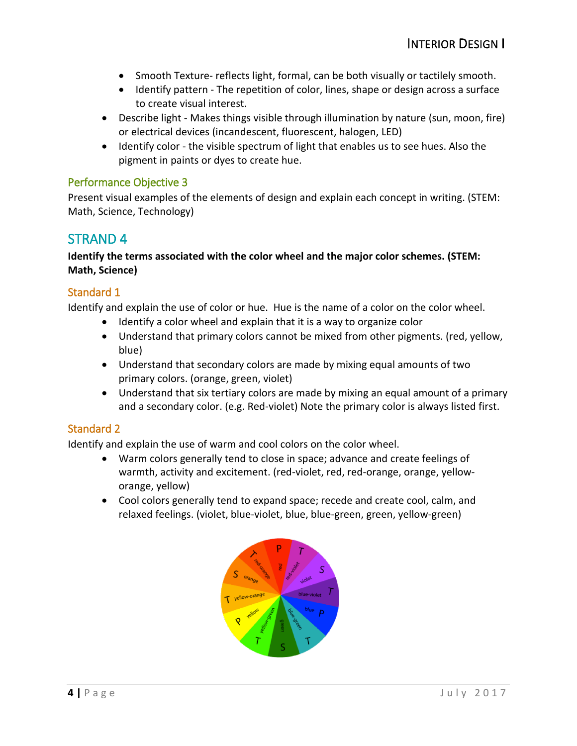- Smooth Texture- reflects light, formal, can be both visually or tactilely smooth.
  - Identify pattern - The repetition of color, lines, shape or design across a surface to create visual interest.
- Describe light - Makes things visible through illumination by nature (sun, moon, fire) or electrical devices (incandescent, fluorescent, halogen, LED)
- Identify color - the visible spectrum of light that enables us to see hues. Also the pigment in paints or dyes to create hue.

### Performance Objective 3

Present visual examples of the elements of design and explain each concept in writing. (STEM: Math, Science, Technology)

## STRAND 4

**Identify the terms associated with the color wheel and the major color schemes. (STEM: Math, Science)**

### Standard 1

Identify and explain the use of color or hue. Hue is the name of a color on the color wheel.

- Identify a color wheel and explain that it is a way to organize color
- Understand that primary colors cannot be mixed from other pigments. (red, yellow, blue)
- Understand that secondary colors are made by mixing equal amounts of two primary colors. (orange, green, violet)
- Understand that six tertiary colors are made by mixing an equal amount of a primary and a secondary color. (e.g. Red-violet) Note the primary color is always listed first.

### Standard 2

Identify and explain the use of warm and cool colors on the color wheel.

- Warm colors generally tend to close in space; advance and create feelings of warmth, activity and excitement. (red-violet, red, red-orange, orange, yellow-orange, yellow)
- Cool colors generally tend to expand space; recede and create cool, calm, and relaxed feelings. (violet, blue-violet, blue, blue-green, green, yellow-green)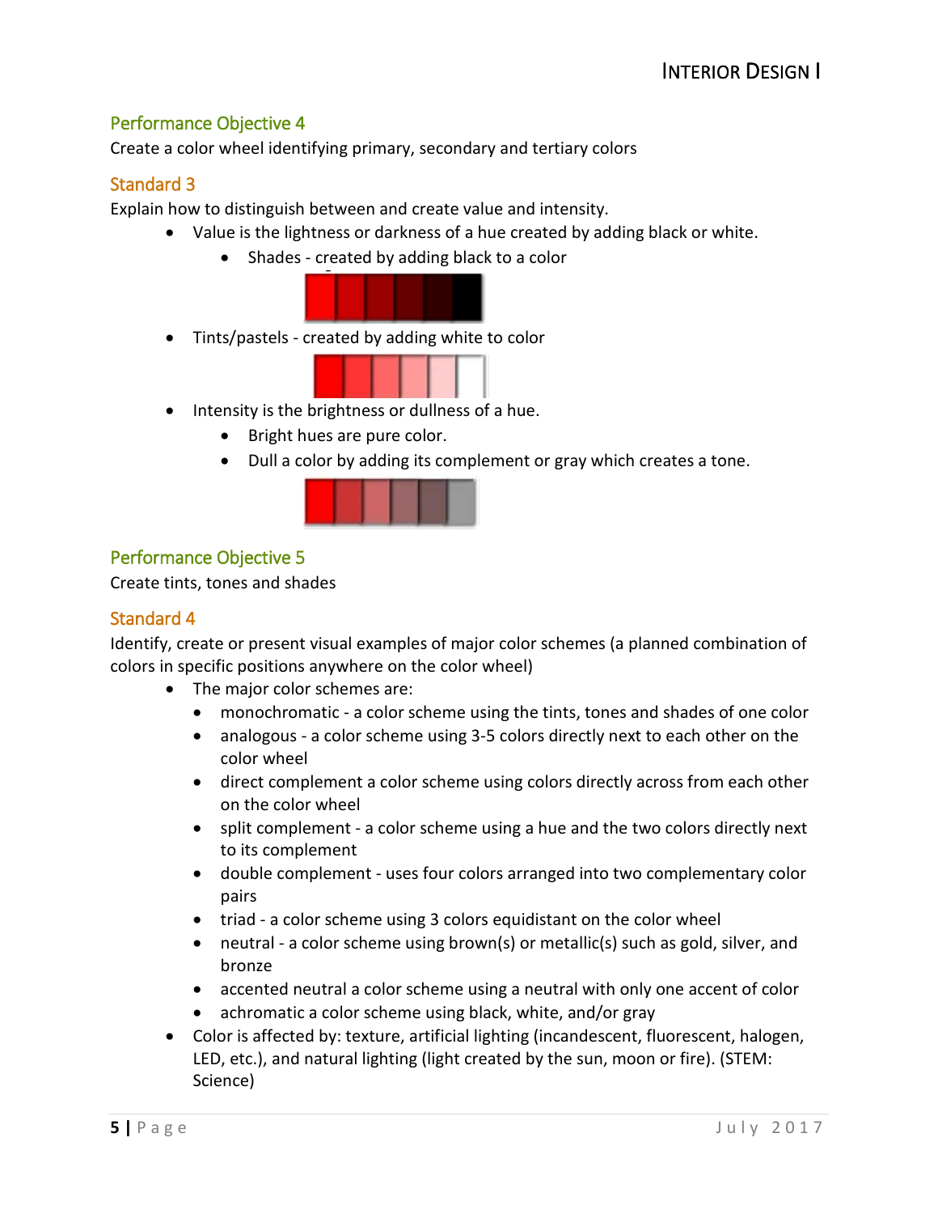## Performance Objective 4

Create a color wheel identifying primary, secondary and tertiary colors

## Standard 3

Explain how to distinguish between and create value and intensity.

- Value is the lightness or darkness of a hue created by adding black or white.
  - Shades - created by adding black to a color
- Tints/pastels - created by adding white to color
- Intensity is the brightness or dullness of a hue.
  - Bright hues are pure color.
  - Dull a color by adding its complement or gray which creates a tone.

## Performance Objective 5

Create tints, tones and shades

## Standard 4

Identify, create or present visual examples of major color schemes (a planned combination of colors in specific positions anywhere on the color wheel)

- The major color schemes are:
  - monochromatic - a color scheme using the tints, tones and shades of one color
  - analogous - a color scheme using 3-5 colors directly next to each other on the color wheel
  - direct complement a color scheme using colors directly across from each other on the color wheel
  - split complement - a color scheme using a hue and the two colors directly next to its complement
  - double complement - uses four colors arranged into two complementary color pairs
  - triad - a color scheme using 3 colors equidistant on the color wheel
  - neutral - a color scheme using brown(s) or metallic(s) such as gold, silver, and bronze
  - accented neutral a color scheme using a neutral with only one accent of color
  - achromatic a color scheme using black, white, and/or gray
- Color is affected by: texture, artificial lighting (incandescent, fluorescent, halogen, LED, etc.), and natural lighting (light created by the sun, moon or fire). (STEM: Science)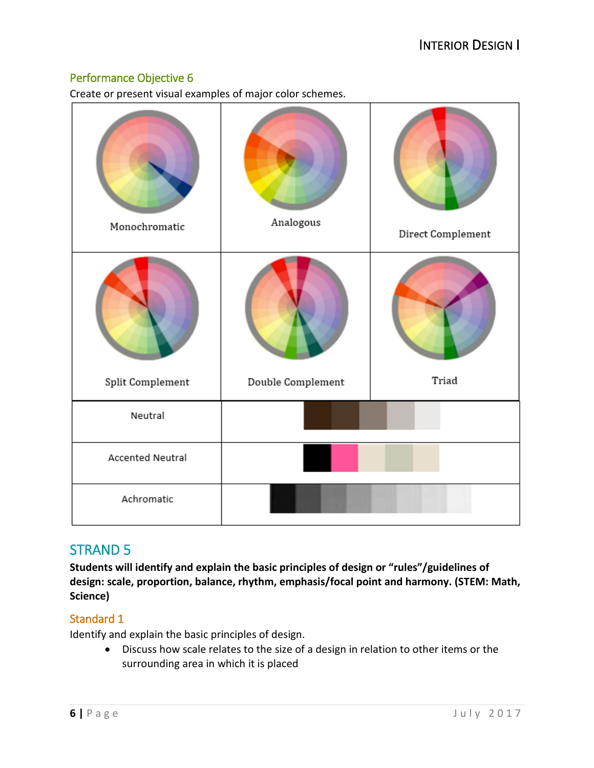## Performance Objective 6

Create or present visual examples of major color schemes.

| | | |
|---|---|---|
| Monochromatic | Analogous | Direct Complement |
| Split Complement | Double Complement | Triad |
| Neutral | | |
| Accented Neutral | | |
| Achromatic | | |

# STRAND 5

**Students will identify and explain the basic principles of design or "rules"/guidelines of design: scale, proportion, balance, rhythm, emphasis/focal point and harmony. (STEM: Math, Science)**

## Standard 1

Identify and explain the basic principles of design.

- Discuss how scale relates to the size of a design in relation to other items or the surrounding area in which it is placed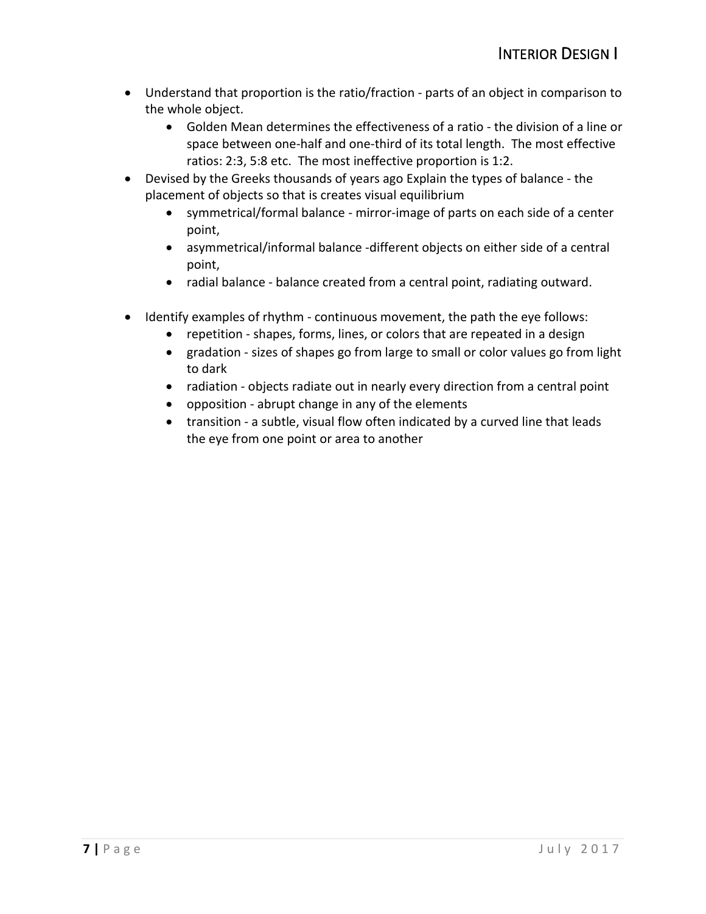- Understand that proportion is the ratio/fraction - parts of an object in comparison to the whole object.
  - Golden Mean determines the effectiveness of a ratio - the division of a line or space between one-half and one-third of its total length. The most effective ratios: 2:3, 5:8 etc. The most ineffective proportion is 1:2.
- Devised by the Greeks thousands of years ago Explain the types of balance - the placement of objects so that is creates visual equilibrium
  - symmetrical/formal balance - mirror-image of parts on each side of a center point,
  - asymmetrical/informal balance -different objects on either side of a central point,
  - radial balance - balance created from a central point, radiating outward.
- Identify examples of rhythm - continuous movement, the path the eye follows:
  - repetition - shapes, forms, lines, or colors that are repeated in a design
  - gradation - sizes of shapes go from large to small or color values go from light to dark
  - radiation - objects radiate out in nearly every direction from a central point
  - opposition - abrupt change in any of the elements
  - transition - a subtle, visual flow often indicated by a curved line that leads the eye from one point or area to another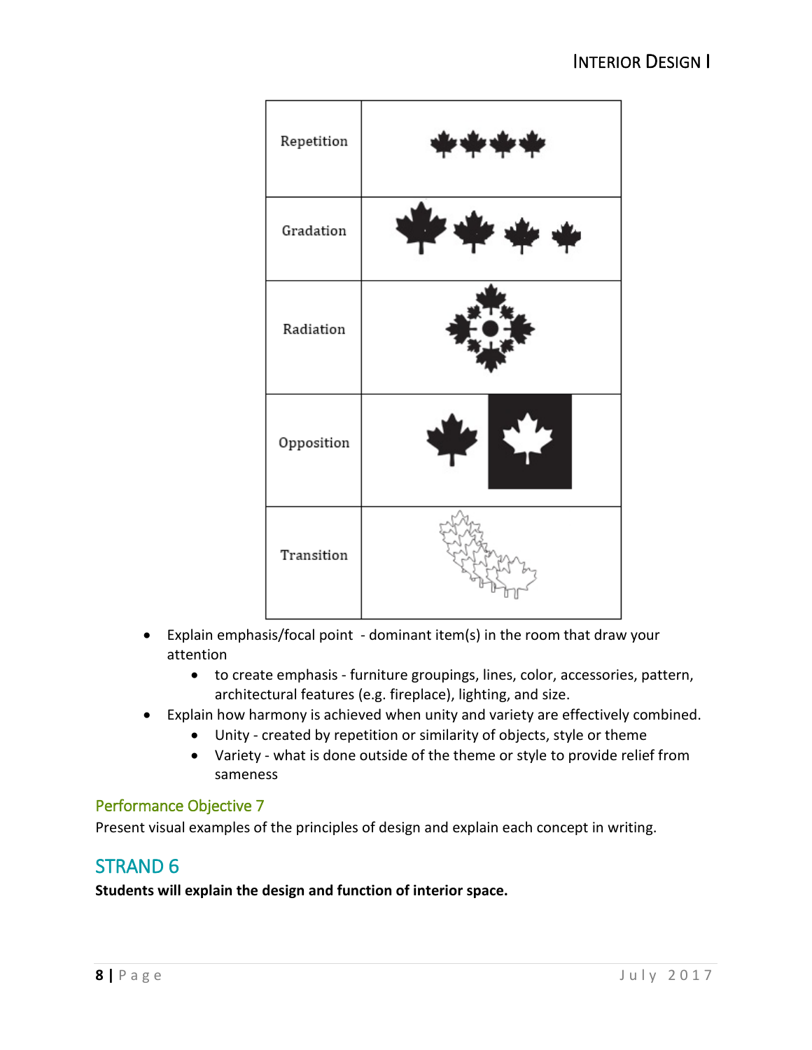| Repetition | |
|---|---|
| Gradation | |
| Radiation | |
| Opposition | |
| Transition | |

- Explain emphasis/focal point - dominant item(s) in the room that draw your attention
  - to create emphasis - furniture groupings, lines, color, accessories, pattern, architectural features (e.g. fireplace), lighting, and size.
- Explain how harmony is achieved when unity and variety are effectively combined.
  - Unity - created by repetition or similarity of objects, style or theme
  - Variety - what is done outside of the theme or style to provide relief from sameness

### Performance Objective 7

Present visual examples of the principles of design and explain each concept in writing.

## STRAND 6

**Students will explain the design and function of interior space.**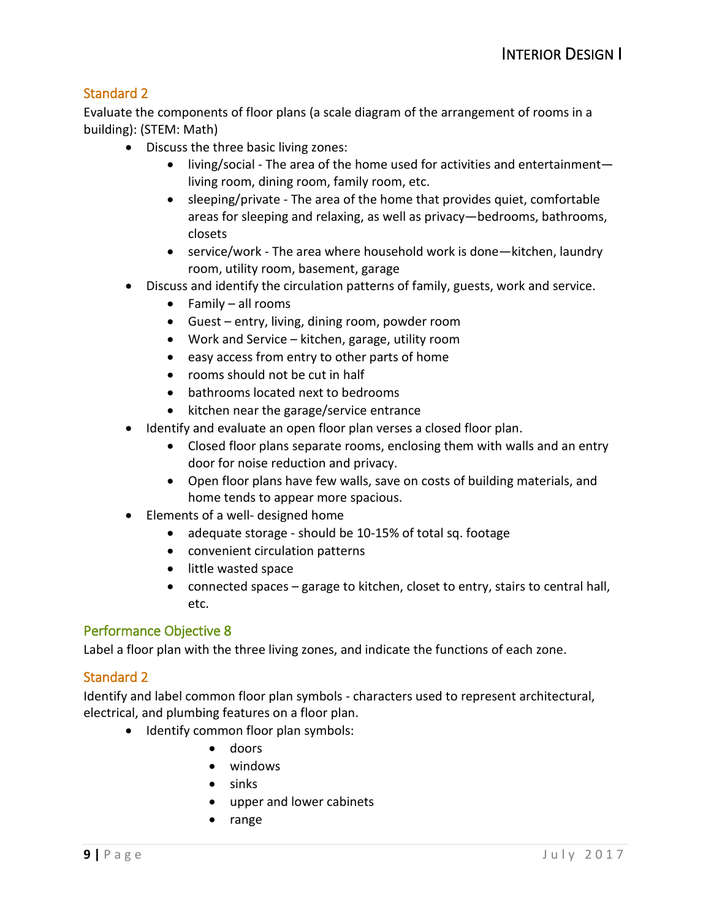## Standard 2

Evaluate the components of floor plans (a scale diagram of the arrangement of rooms in a building): (STEM: Math)

- Discuss the three basic living zones:
  - living/social - The area of the home used for activities and entertainment—living room, dining room, family room, etc.
  - sleeping/private - The area of the home that provides quiet, comfortable areas for sleeping and relaxing, as well as privacy—bedrooms, bathrooms, closets
  - service/work - The area where household work is done—kitchen, laundry room, utility room, basement, garage
- Discuss and identify the circulation patterns of family, guests, work and service.
  - Family – all rooms
  - Guest – entry, living, dining room, powder room
  - Work and Service – kitchen, garage, utility room
  - easy access from entry to other parts of home
  - rooms should not be cut in half
  - bathrooms located next to bedrooms
  - kitchen near the garage/service entrance
- Identify and evaluate an open floor plan verses a closed floor plan.
  - Closed floor plans separate rooms, enclosing them with walls and an entry door for noise reduction and privacy.
  - Open floor plans have few walls, save on costs of building materials, and home tends to appear more spacious.
- Elements of a well- designed home
  - adequate storage - should be 10-15% of total sq. footage
  - convenient circulation patterns
  - little wasted space
  - connected spaces – garage to kitchen, closet to entry, stairs to central hall, etc.

## Performance Objective 8

Label a floor plan with the three living zones, and indicate the functions of each zone.

## Standard 2

Identify and label common floor plan symbols - characters used to represent architectural, electrical, and plumbing features on a floor plan.

- Identify common floor plan symbols:
  - doors
  - windows
  - sinks
  - upper and lower cabinets
  - range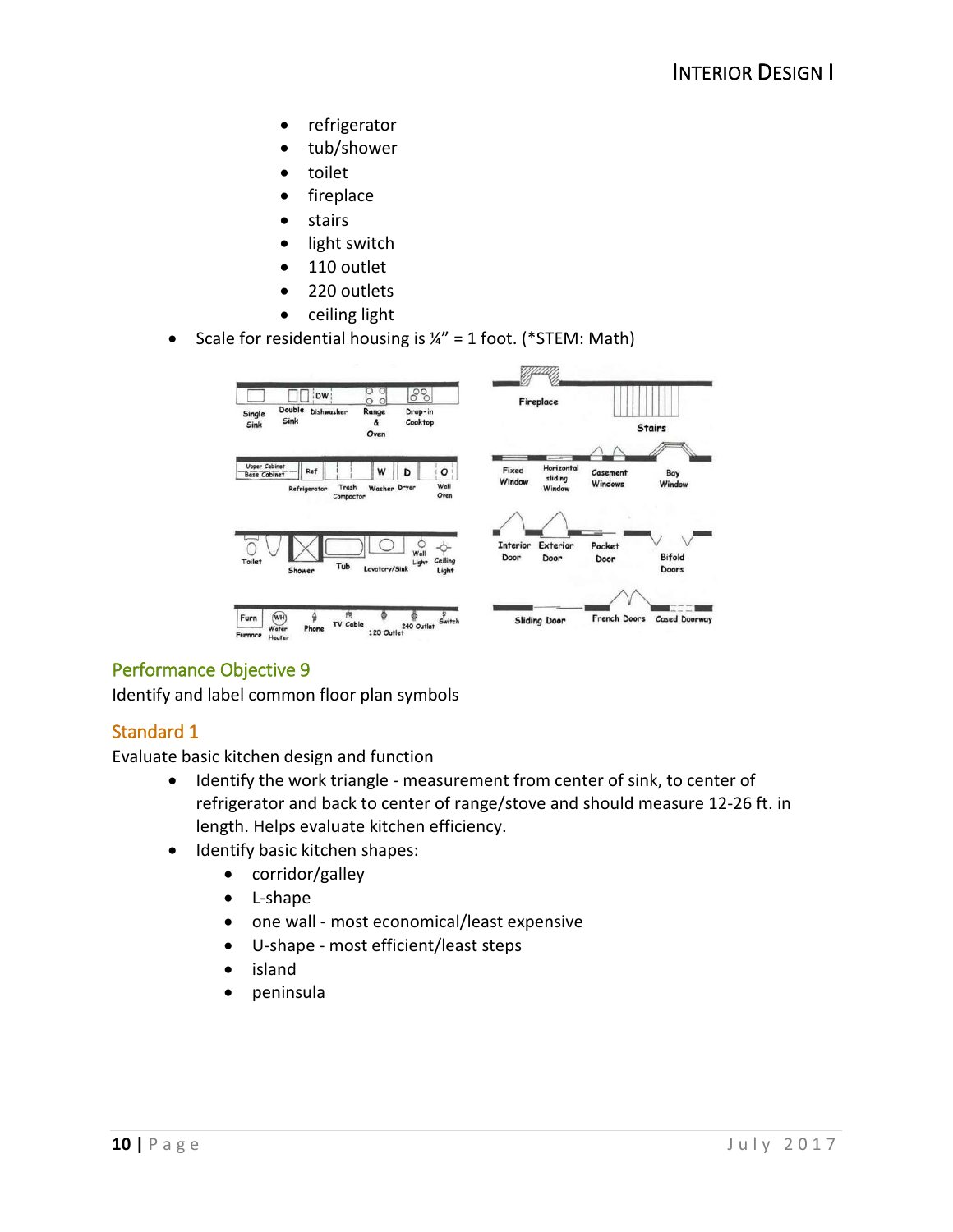- refrigerator
- tub/shower
- toilet
- fireplace
- stairs
- light switch
- 110 outlet
- 220 outlets
- ceiling light

- Scale for residential housing is ¼" = 1 foot. (*STEM: Math)

## Performance Objective 9

Identify and label common floor plan symbols

## Standard 1

Evaluate basic kitchen design and function

- Identify the work triangle - measurement from center of sink, to center of refrigerator and back to center of range/stove and should measure 12-26 ft. in length. Helps evaluate kitchen efficiency.
- Identify basic kitchen shapes:
  - corridor/galley
  - L-shape
  - one wall - most economical/least expensive
  - U-shape - most efficient/least steps
  - island
  - peninsula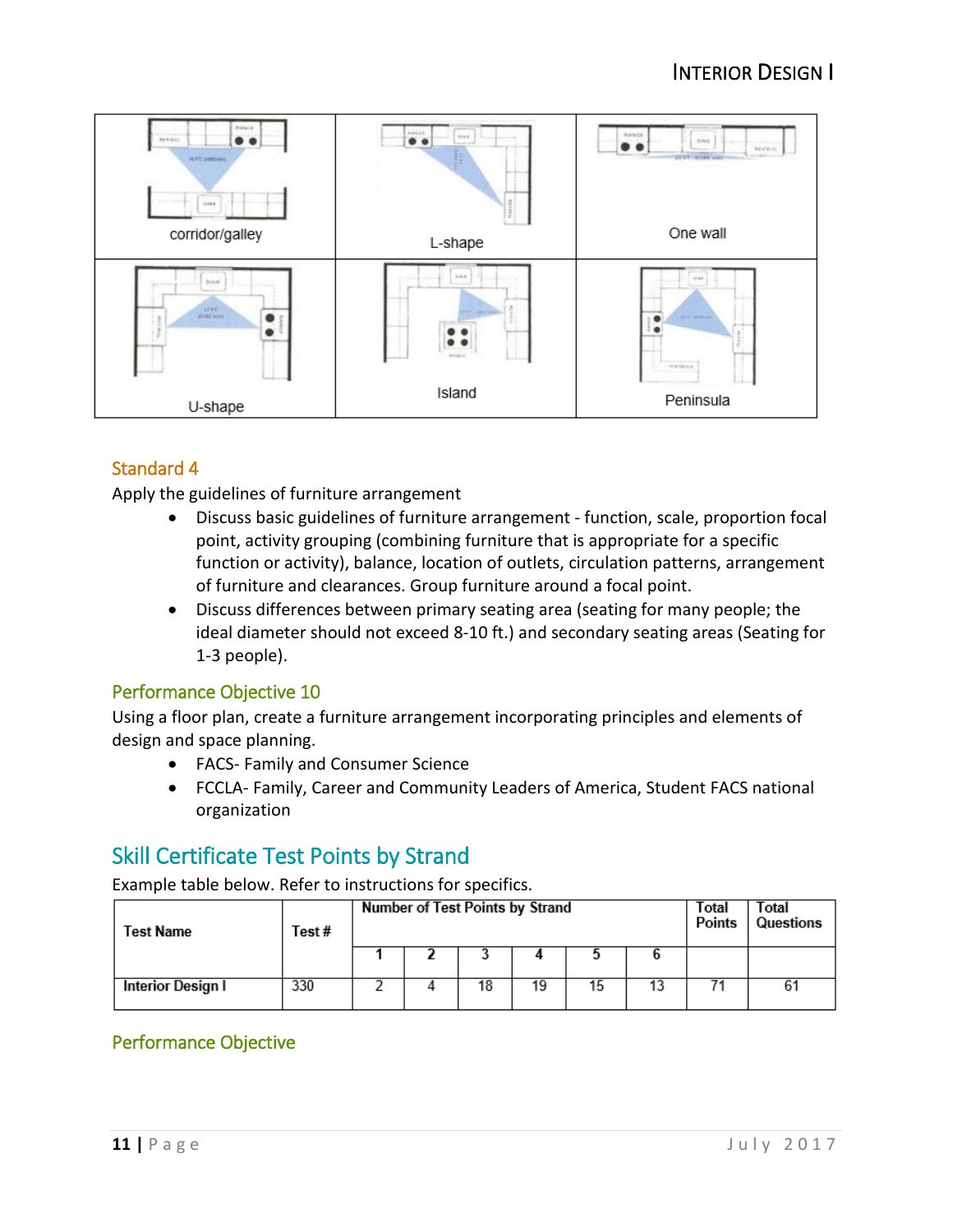| corridor/galley | L-shape | One wall |
|---|---|---|
| U-shape | Island | Peninsula |

## Standard 4

Apply the guidelines of furniture arrangement

- Discuss basic guidelines of furniture arrangement - function, scale, proportion focal point, activity grouping (combining furniture that is appropriate for a specific function or activity), balance, location of outlets, circulation patterns, arrangement of furniture and clearances. Group furniture around a focal point.
- Discuss differences between primary seating area (seating for many people; the ideal diameter should not exceed 8-10 ft.) and secondary seating areas (Seating for 1-3 people).

## Performance Objective 10

Using a floor plan, create a furniture arrangement incorporating principles and elements of design and space planning.

- FACS- Family and Consumer Science
- FCCLA- Family, Career and Community Leaders of America, Student FACS national organization

# Skill Certificate Test Points by Strand

Example table below. Refer to instructions for specifics.

| Test Name | Test # | Number of Test Points by Strand | | | | | | Total Points | Total Questions |
|---|---|---|---|---|---|---|---|---|---|
| | | 1 | 2 | 3 | 4 | 5 | 6 | | |
| Interior Design I | 330 | 2 | 4 | 18 | 19 | 15 | 13 | 71 | 61 |

## Performance Objective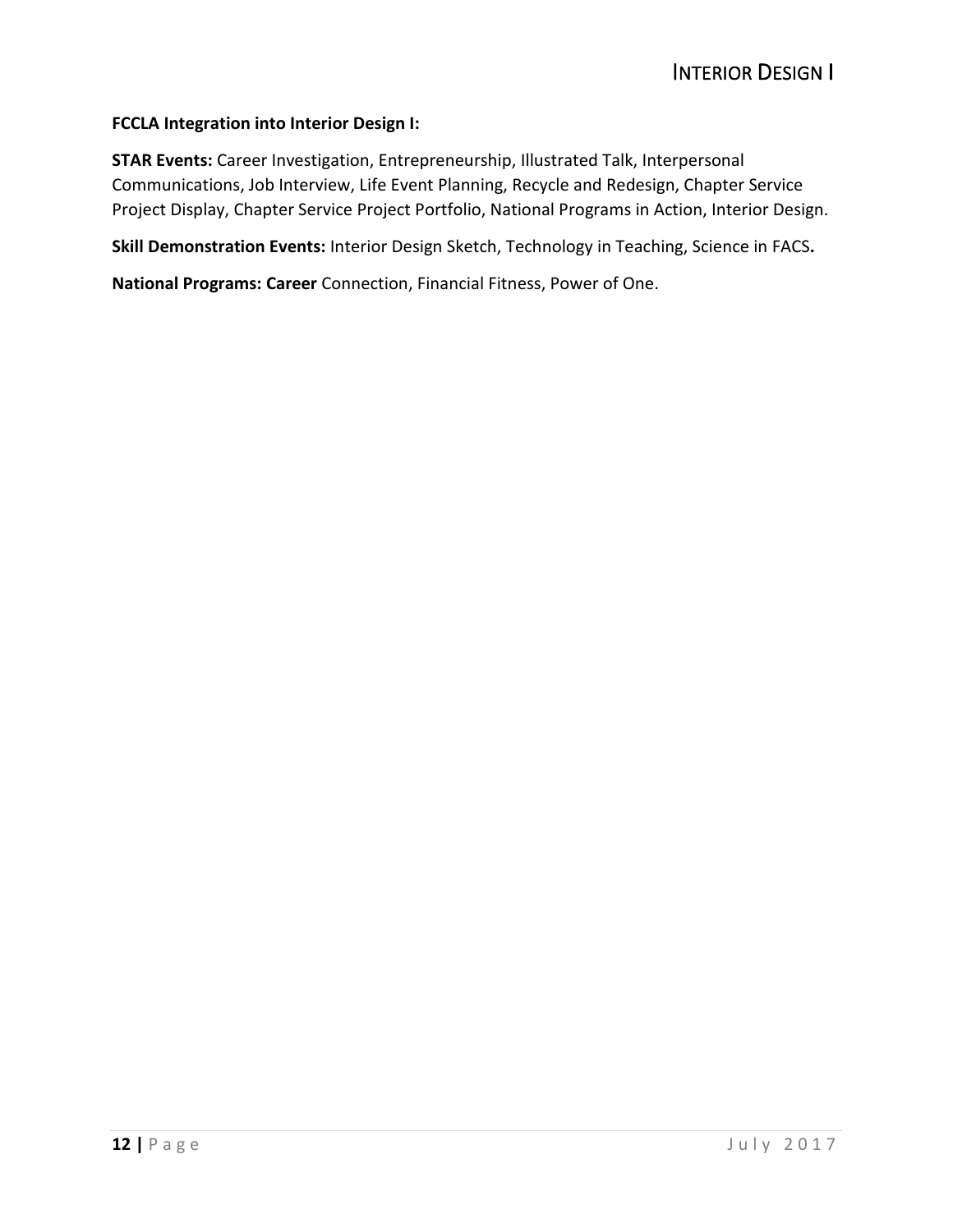**FCCLA Integration into Interior Design I:**

**STAR Events:** Career Investigation, Entrepreneurship, Illustrated Talk, Interpersonal Communications, Job Interview, Life Event Planning, Recycle and Redesign, Chapter Service Project Display, Chapter Service Project Portfolio, National Programs in Action, Interior Design.

**Skill Demonstration Events:** Interior Design Sketch, Technology in Teaching, Science in FACS**.**

**National Programs: Career** Connection, Financial Fitness, Power of One.